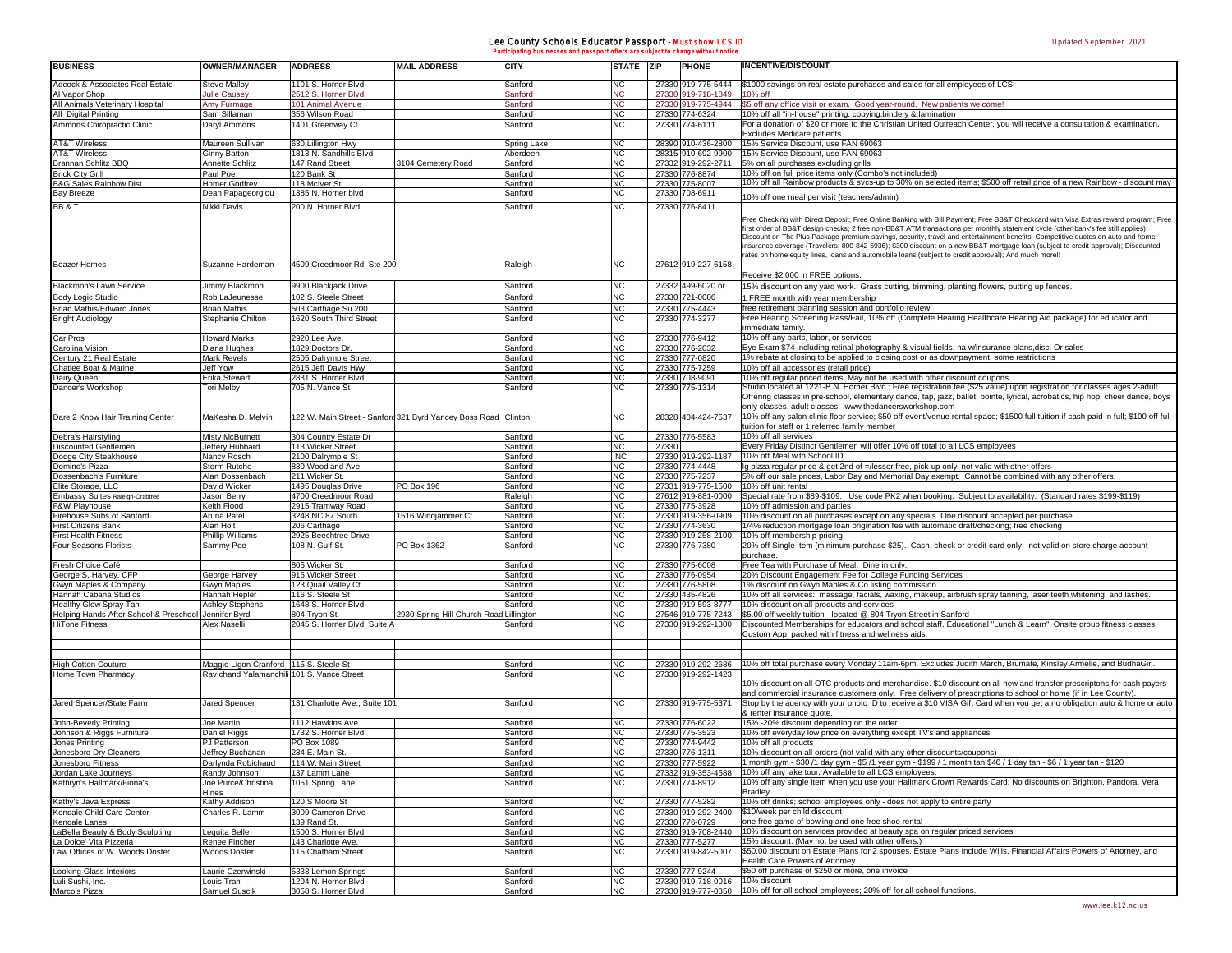# Lee County Schools Educator Passport - Must show LCS ID

Participating businesses and passport offers are subject to change without notice

Updated September 2021

| BUSINESS | OWNER/MANAGER | ADDRESS | MAIL ADDRESS | CITY | STATE | ZIP | PHONE | INCENTIVE/DISCOUNT |
|---|---|---|---|---|---|---|---|---|
| Adcock & Associates Real Estate | Steve Malloy | 1101 S. Horner Blvd. | | Sanford | NC | 27330 | 919-775-5444 | $1000 savings on real estate purchases and sales for all employees of LCS. |
| Al Vapor Shop | Julie Causey | 2512 S. Horner Blvd. | | Sanford | NC | 27330 | 919-718-1849 | 10% off |
| All Animals Veterinary Hospital | Amy Furmage | 101 Animal Avenue | | Sanford | NC | 27330 | 919-775-4944 | $5 off any office visit or exam. Good year-round. New patients welcome! |
| All Digital Printing | Sam Sillaman | 356 Wilson Road | | Sanford | NC | 27330 | 774-6324 | 10% off all "in-house" printing, copying,bindery & lamination |
| Ammons Chiropractic Clinic | Daryl Ammons | 1401 Greenway Ct. | | Sanford | NC | 27330 | 774-6111 | For a donation of $20 or more to the Christian United Outreach Center, you will receive a consultation & examination. Excludes Medicare patients. |
| AT&T Wireless | Maureen Sullivan | 630 Lillington Hwy | | Spring Lake | NC | 28390 | 910-436-2800 | 15% Service Discount, use FAN 69063 |
| AT&T Wireless | Ginny Batton | 1813 N. Sandhills Blvd | | Aberdeen | NC | 28315 | 910-692-9900 | 15% Service Discount, use FAN 69063 |
| Brannan Schlitz BBQ | Annette Schlitz | 147 Rand Street | 3104 Cemetery Road | Sanford | NC | 27332 | 919-292-2711 | 5% on all purchases excluding grills |
| Brick City Grill | Paul Poe | 120 Bank St | | Sanford | NC | 27330 | 776-8874 | 10% off on full price items only (Combo's not included) |
| B&G Sales Rainbow Dist. | Homer Godfrey | 118 McIver St | | Sanford | NC | 27330 | 775-8007 | 10% off all Rainbow products & svcs-up to 30% on selected items; $500 off retail price of a new Rainbow - discount may |
| Bay Breeze | Dean Papageorgiou | 1385 N. Horner blvd | | Sanford | NC | 27330 | 708-6911 | 10% off one meal per visit (teachers/admin) |
| BB & T | Nikki Davis | 200 N. Horner Blvd | | Sanford | NC | 27330 | 776-8411 | Free Checking with Direct Deposit; Free Online Banking with Bill Payment; Free BB&T Checkcard with Visa Extras reward program; Free first order of BB&T design checks; 2 free non-BB&T ATM transactions per monthly statement cycle (other bank's fee still applies); Discount on The Plus Package-premium savings, security, travel and entertainment benefits; Competitive quotes on auto and home insurance coverage (Travelers: 800-842-5936); $300 discount on a new BB&T mortgage loan (subject to credit approval); Discounted rates on home equity lines, loans and automobile loans (subject to credit approval); And much more!! |
| Beazer Homes | Suzanne Hardeman | 4509 Creedmoor Rd, Ste 200 | | Raleigh | NC | 27612 | 919-227-6158 | Receive $2,000 in FREE options. |
| Blackmon's Lawn Service | Jimmy Blackmon | 9900 Blackjack Drive | | Sanford | NC | 27332 | 499-6020 or | 15% discount on any yard work. Grass cutting, trimming, planting flowers, putting up fences. |
| Body Logic Studio | Rob LaJeunesse | 102 S. Steele Street | | Sanford | NC | 27330 | 721-0006 | 1 FREE month with year membership |
| Brian Mathis/Edward Jones | Brian Mathis | 503 Carthage Su 200 | | Sanford | NC | 27330 | 775-4443 | free retirement planning session and portfolio review |
| Bright Audiology | Stephanie Chilton | 1620 South Third Street | | Sanford | NC | 27330 | 774-3277 | Free Hearing Screening Pass/Fail, 10% off (Complete Hearing Healthcare Hearing Aid package) for educator and immediate family. |
| Car Pros | Howard Marks | 2920 Lee Ave. | | Sanford | NC | 27330 | 776-9412 | 10% off any parts, labor, or services |
| Carolina Vision | Diana Hughes | 1829 Doctors Dr. | | Sanford | NC | 27330 | 776-2032 | Eye Exam $74 including retinal photography & visual fields, na w/insurance plans,disc. Or sales |
| Century 21 Real Estate | Mark Revels | 2505 Dalrymple Street | | Sanford | NC | 27330 | 777-0820 | 1% rebate at closing to be applied to closing cost or as downpayment, some restrictions |
| Chatlee Boat & Marine | Jeff Yow | 2615 Jeff Davis Hwy | | Sanford | NC | 27330 | 775-7259 | 10% off all accessories (retail price) |
| Dairy Queen | Erika Stewart | 2831 S. Horner Blvd | | Sanford | NC | 27330 | 708-9091 | 10% off regular priced items. May not be used with other discount coupons |
| Dancer's Workshop | Tori Melby | 705 N. Vance St | | Sanford | NC | 27330 | 775-1314 | Studio located at 1221-B N. Horner Blvd.; Free registration fee ($25 value) upon registration for classes ages 2-adult. Offering classes in pre-school, elementary dance, tap, jazz, ballet, pointe, lyrical, acrobatics, hip hop, cheer dance, boys only classes, adult classes. www.thedancersworkshop.com |
| Dare 2 Know Hair Training Center | MaKesha D. Melvin | 122 W. Main Street - Sanford | 321 Byrd Yancey Boss Road | Clinton | NC | 28328 | 404-424-7537 | 10% off any salon clinic floor service; $50 off event/venue rental space; $1500 full tuition if cash paid in full; $100 off full tuition for staff or 1 referred family member |
| Debra's Hairstyling | Misty McBurnett | 304 Country Estate Dr | | Sanford | NC | 27330 | 776-5583 | 10% off all services |
| Discounted Gentlemen | Jeffery Hubbard | 113 Wicker Street | | Sanford | NC | 27330 | | Every Friday Distinct Gentlemen will offer 10% off total to all LCS employees |
| Dodge City Steakhouse | Nancy Rosch | 2100 Dalrymple St | | Sanford | NC | 27330 | 919-292-1187 | 10% off Meal with School ID |
| Domino's Pizza | Storm Rutcho | 830 Woodland Ave | | Sanford | NC | 27330 | 774-4448 | lg pizza regular price & get 2nd of =/lesser free, pick-up only, not valid with other offers |
| Dossenbach's Furniture | Alan Dossenbach | 211 Wicker St. | | Sanford | NC | 27330 | 775-7237 | 5% off our sale prices, Labor Day and Memorial Day exempt. Cannot be combined with any other offers. |
| Elite Storage, LLC | David Wicker | 1495 Douglas Drive | PO Box 196 | Sanford | NC | 27331 | 919-775-1500 | 10% off unit rental |
| Embassy Suites Raleigh-Crabtree | Jason Berry | 4700 Creedmoor Road | | Raleigh | NC | 27612 | 919-881-0000 | Special rate from $89-$109. Use code PK2 when booking. Subject to availability. (Standard rates $199-$119) |
| F&W Playhouse | Keith Flood | 2915 Tramway Road | | Sanford | NC | 27330 | 775-3928 | 10% off admission and parties |
| Firehouse Subs of Sanford | Aruna Patel | 3248 NC 87 South | 1516 Windjammer Ct | Sanford | NC | 27330 | 919-356-0909 | 10% discount on all purchases except on any specials. One discount accepted per purchase. |
| First Citizens Bank | Alan Holt | 206 Carthage | | Sanford | NC | 27330 | 774-3630 | 1/4% reduction mortgage loan origination fee with automatic draft/checking; free checking |
| First Health Fitness | Phillip Williams | 2925 Beechtree Drive | | Sanford | NC | 27330 | 919-258-2100 | 10% off membership pricing |
| Four Seasons Florists | Sammy Poe | 108 N. Gulf St. | PO Box 1362 | Sanford | NC | 27330 | 776-7380 | 20% off Single Item (minimum purchase $25). Cash, check or credit card only - not valid on store charge account purchase. |
| Fresh Choice Café | | 805 Wicker St. | | Sanford | NC | 27330 | 775-6008 | Free Tea with Purchase of Meal. Dine in only. |
| George S. Harvey, CFP | George Harvey | 915 Wicker Street | | Sanford | NC | 27330 | 776-0954 | 20% Discount Engagement Fee for College Funding Services |
| Gwyn Maples & Company | Gwyn Maples | 123 Quail Valley Ct. | | Sanford | NC | 27330 | 776-5808 | 1% discount on Gwyn Maples & Co listing commission |
| Hannah Cabana Studios | Hannah Hepler | 116 S. Steele St | | Sanford | NC | 27330 | 435-4826 | 10% off all services: massage, facials, waxing, makeup, airbrush spray tanning, laser teeth whitening, and lashes. |
| Healthy Glow Spray Tan | Ashley Stephens | 1648 S. Horner Blvd. | | Sanford | NC | 27330 | 919-593-8777 | 10% discount on all products and services |
| Helping Hands After School & Preschool | Jennifer Byrd | 804 Tryon St. | 2930 Spring Hill Church Road | Lillington | NC | 27546 | 919-775-7243 | $5.00 off weekly tuition - located @ 804 Tryon Street in Sanford |
| HiTone Fitness | Alex Naselli | 2045 S. Horner Blvd, Suite A | | Sanford | NC | 27330 | 919-292-1300 | Discounted Memberships for educators and school staff. Educational "Lunch & Learn". Onsite group fitness classes. Custom App, packed with fitness and wellness aids. |
| High Cotton Couture | Maggie Ligon Cranford | 115 S. Steele St | | Sanford | NC | 27330 | 919-292-2686 | 10% off total purchase every Monday 11am-6pm. Excludes Judith March, Brumate, Kinsley Armelle, and BudhaGirl. |
| Home Town Pharmacy | Ravichand Yalamanchili | 101 S. Vance Street | | Sanford | NC | 27330 | 919-292-1423 | 10% discount on all OTC products and merchandise. $10 discount on all new and transfer prescriptons for cash payers and commercial insurance customers only. Free delivery of prescriptions to school or home (if in Lee County). |
| Jared Spencer/State Farm | Jared Spencer | 131 Charlotte Ave., Suite 101 | | Sanford | NC | 27330 | 919-775-5371 | Stop by the agency with your photo ID to receive a $10 VISA Gift Card when you get a no obligation auto & home or auto & renter insurance quote. |
| John-Beverly Printing | Joe Martin | 1112 Hawkins Ave | | Sanford | NC | 27330 | 776-6022 | 15% -20% discount depending on the order |
| Johnson & Riggs Furniture | Daniel Riggs | 1732 S. Horner Blvd | | Sanford | NC | 27330 | 775-3523 | 10% off everyday low price on everything except TV's and appliances |
| Jones Printing | PJ Patterson | PO Box 1089 | | Sanford | NC | 27330 | 774-9442 | 10% off all products |
| Jonesboro Dry Cleaners | Jeffrey Buchanan | 234 E. Main St. | | Sanford | NC | 27330 | 776-1311 | 10% discount on all orders (not valid with any other discounts/coupons) |
| Jonesboro Fitness | Darlynda Robichaud | 114 W. Main Street | | Sanford | NC | 27330 | 777-5922 | 1 month gym - $30 /1 day gym - $5 /1 year gym - $199 / 1 month tan $40 / 1 day tan - $6 / 1 year tan - $120 |
| Jordan Lake Journeys | Randy Johnson | 137 Lamm Lane | | Sanford | NC | 27332 | 919-353-4588 | 10% off any lake tour. Available to all LCS employees. |
| Kathryn's Hallmark/Fiona's | Joe Purce/Christina Hines | 1051 Spring Lane | | Sanford | NC | 27330 | 774-8912 | 10% off any single item when you use your Hallmark Crown Rewards Card; No discounts on Brighton, Pandora, Vera Bradley |
| Kathy's Java Express | Kathy Addison | 120 S Moore St | | Sanford | NC | 27330 | 777-5282 | 10% off drinks; school employees only - does not apply to entire party |
| Kendale Child Care Center | Charles R. Lamm | 3009 Cameron Drive | | Sanford | NC | 27330 | 919-292-2400 | $10/week per child discount |
| Kendale Lanes | | 139 Rand St. | | Sanford | NC | 27330 | 776-0729 | one free game of bowling and one free shoe rental |
| LaBella Beauty & Body Sculpting | Lequita Belle | 1500 S. Horner Blvd. | | Sanford | NC | 27330 | 919-708-2440 | 10% discount on services provided at beauty spa on regular priced services |
| La Dolce' Vita Pizzeria | Renee Fincher | 143 Charlotte Ave. | | Sanford | NC | 27330 | 777-5277 | 15% discount. (May not be used with other offers.) |
| Law Offices of W. Woods Doster | Woods Doster | 115 Chatham Street | | Sanford | NC | 27330 | 919-842-5007 | $50.00 discount on Estate Plans for 2 spouses. Estate Plans include Wills, Financial Affairs Powers of Attorney, and Health Care Powers of Attorney. |
| Looking Glass Interiors | Laurie Czerwinski | 5333 Lemon Springs | | Sanford | NC | 27330 | 777-9244 | $50 off purchase of $250 or more, one invoice |
| Luli Sushi, Inc. | Louis Tran | 1204 N. Horner Blvd | | Sanford | NC | 27330 | 919-718-0016 | 10% discount |
| Marco's Pizza | Samuel Suscik | 3058 S. Horner Blvd. | | Sanford | NC | 27330 | 919-777-0350 | 10% off for all school employees; 20% off for all school functions. |

www.lee.k12.nc.us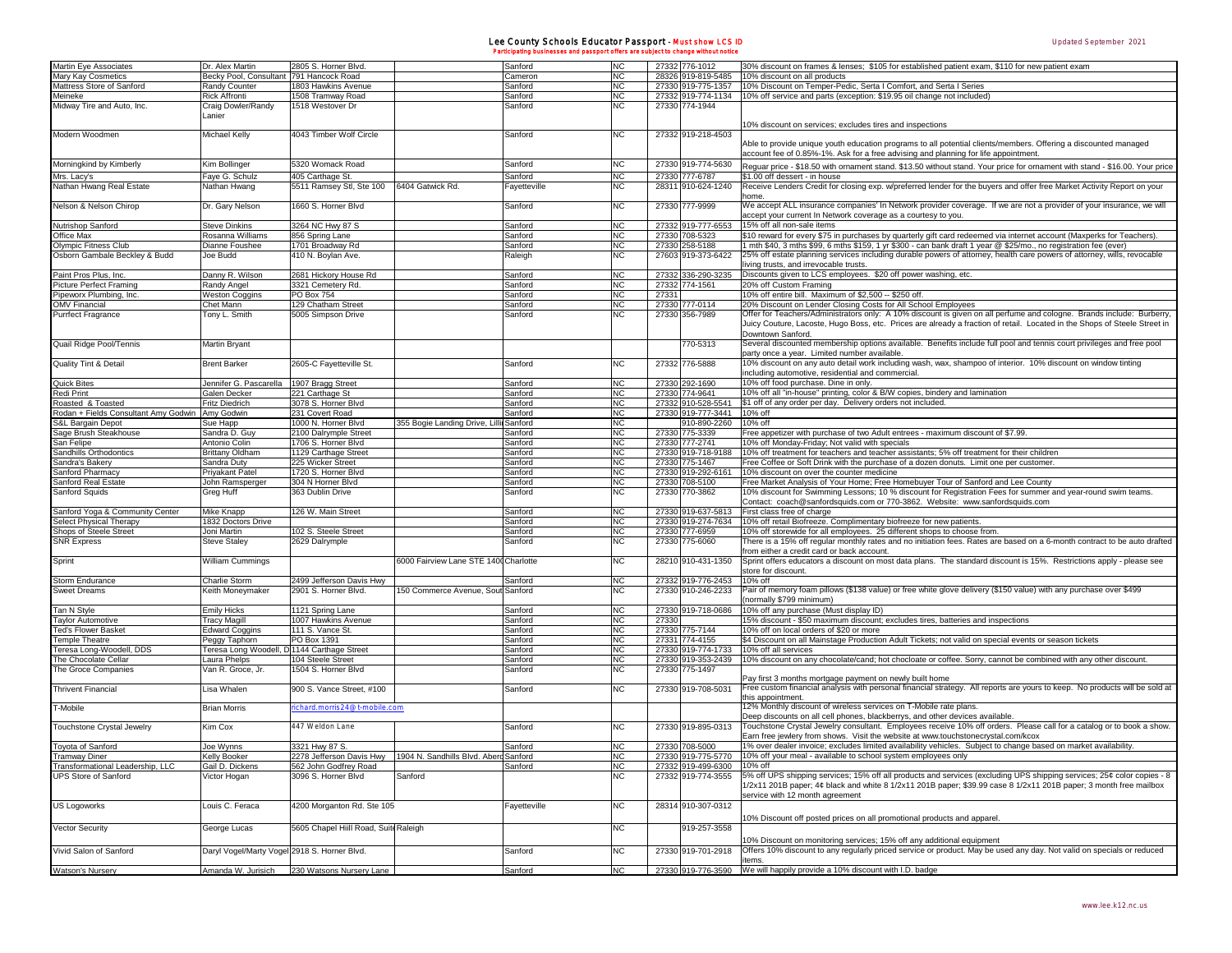# Lee County Schools Educator Passport - Must show LCS ID

Participating businesses and passport offers are subject to change without notice

Updated September 2021

| Business | Contact | Address | Address 2 | City | State | Zip | Phone | Offer |
|---|---|---|---|---|---|---|---|---|
| Martin Eye Associates | Dr. Alex Martin | 2805 S. Horner Blvd. | | Sanford | NC | 27332 | 776-1012 | 30% discount on frames & lenses; $105 for established patient exam, $110 for new patient exam |
| Mary Kay Cosmetics | Becky Pool, Consultant | 791 Hancock Road | | Cameron | NC | 28326 | 919-819-5485 | 10% discount on all products |
| Mattress Store of Sanford | Randy Counter | 1803 Hawkins Avenue | | Sanford | NC | 27330 | 919-775-1357 | 10% Discount on Temper-Pedic, Serta I Comfort, and Serta I Series |
| Meineke | Rick Affronti | 1508 Tramway Road | | Sanford | NC | 27332 | 919-774-1134 | 10% off service and parts (exception: $19.95 oil change not included) |
| Midway Tire and Auto, Inc. | Craig Dowler/Randy Lanier | 1518 Westover Dr | | Sanford | NC | 27330 | 774-1944 | 10% discount on services; excludes tires and inspections |
| Modern Woodmen | Michael Kelly | 4043 Timber Wolf Circle | | Sanford | NC | 27332 | 919-218-4503 | Able to provide unique youth education programs to all potential clients/members. Offering a discounted managed account fee of 0.85%-1%. Ask for a free advising and planning for life appointment. |
| Morningkind by Kimberly | Kim Bollinger | 5320 Womack Road | | Sanford | NC | 27330 | 919-774-5630 | Regular price - $18.50 with ornament stand. $13.50 without stand. Your price for ornament with stand - $16.00. Your price |
| Mrs. Lacy's | Faye G. Schulz | 405 Carthage St. | | Sanford | NC | 27330 | 777-6787 | $1.00 off dessert - in house |
| Nathan Hwang Real Estate | Nathan Hwang | 5511 Summit Stl, Ste 100 | 6404 Gatwick Rd. | Fayetteville | NC | 28311 | 910-624-1240 | Receive Lenders Credit for closing exp. w/preferred lender for the buyers and offer free Market Activity Report on your home. |
| Nelson & Nelson Chirop | Dr. Gary Nelson | 1660 S. Horner Blvd | | Sanford | NC | 27330 | 777-9999 | We accept ALL insurance companies' In Network provider coverage. If we are not a provider of your insurance, we will accept your current In Network coverage as a courtesy to you. |
| Nutrishop Sanford | Steve Dinkins | 3264 NC Hwy 87 S | | Sanford | NC | 27332 | 919-777-6553 | 15% off all non-sale items |
| Office Max | Rosanna Williams | 856 Spring Lane | | Sanford | NC | 27330 | 708-5323 | $10 reward for every $75 in purchases by quarterly gift card redeemed via internet account (Maxperks for Teachers). |
| Olympic Fitness Club | Dianne Foushee | 1701 Broadway Rd | | Sanford | NC | 27330 | 258-5188 | 1 mth $40, 3 mths $99, 6 mths $159, 1 yr $300 - can bank draft 1 year @ $25/mo., no registration fee (ever) |
| Osborn Gambale Beckley & Budd | Joe Budd | 410 N. Boylan Ave. | | Raleigh | NC | 27603 | 919-373-6422 | 25% off estate planning services including durable powers of attorney, health care powers of attorney, wills, revocable living trusts, and irrevocable trusts. |
| Paint Pros Plus, Inc. | Danny R. Wilson | 2681 Hickory House Rd | | Sanford | NC | 27332 | 336-290-3235 | Discounts given to LCS employees. $20 off power washing, etc. |
| Picture Perfect Framing | Randy Angel | 3321 Cemetery Rd. | | Sanford | NC | 27332 | 774-1561 | 20% off Custom Framing |
| Pipeworx Plumbing, Inc. | Weston Coggins | PO Box 754 | | Sanford | NC | 27331 | | 10% off entire bill. Maximum of $2,500 -- $250 off. |
| OMV Financial | Chet Mann | 129 Chatham Street | | Sanford | NC | 27330 | 777-0114 | 20% Discount on Lender Closing Costs for All School Employees |
| Purrfect Fragrance | Tony L. Smith | 5005 Simpson Drive | | Sanford | NC | 27330 | 356-7989 | Offer for Teachers/Administrators only: A 10% discount is given on all perfume and cologne. Brands include: Burberry, Juicy Couture, Lacoste, Hugo Boss, etc. Prices are already a fraction of retail. Located in the Shops of Steele Street in Downtown Sanford. |
| Quail Ridge Pool/Tennis | Martin Bryant | | | | | | 770-5313 | Several discounted membership options available. Benefits include full pool and tennis court privileges and free pool party once a year. Limited number available. |
| Quality Tint & Detail | Brent Barker | 2605-C Fayetteville St. | | Sanford | NC | 27332 | 776-5888 | 10% discount on any auto detail work including wash, wax, shampoo of interior. 10% discount on window tinting including automotive, residential and commercial. |
| Quick Bites | Jennifer G. Pascarella | 1907 Bragg Street | | Sanford | NC | 27330 | 292-1690 | 10% off food purchase. Dine in only. |
| Redi Print | Galen Decker | 221 Carthage St | | Sanford | NC | 27330 | 774-9641 | 10% off all "in-house" printing, color & B/W copies, bindery and lamination |
| Roasted & Toasted | Fritz Diedrich | 3078 S. Horner Blvd | | Sanford | NC | 27332 | 910-528-5541 | $1 off of any order per day. Delivery orders not included. |
| Rodan + Fields Consultant Amy Godwin | Amy Godwin | 231 Covert Road | | Sanford | NC | 27330 | 919-777-3441 | 10% off |
| S&L Bargain Depot | Sue Happ | 1000 N. Horner Blvd | 355 Bogie Landing Drive, Lilli | Sanford | NC | | 910-890-2260 | 10% off |
| Sage Brush Steakhouse | Sandra D. Guy | 2100 Dalrymple Street | | Sanford | NC | 27330 | 775-3339 | Free appetizer with purchase of two Adult entrees - maximum discount of $7.99. |
| San Felipe | Antonio Colin | 1706 S. Horner Blvd | | Sanford | NC | 27330 | 777-2741 | 10% off Monday-Friday; Not valid with specials |
| Sandhills Orthodontics | Brittany Oldham | 1129 Carthage Street | | Sanford | NC | 27330 | 919-718-9188 | 10% off treatment for teachers and teacher assistants; 5% off treatment for their children |
| Sandra's Bakery | Sandra Duty | 225 Wicker Street | | Sanford | NC | 27330 | 775-1467 | Free Coffee or Soft Drink with the purchase of a dozen donuts. Limit one per customer. |
| Sanford Pharmacy | Priyakant Patel | 1720 S. Horner Blvd | | Sanford | NC | 27330 | 919-292-6161 | 10% discount on over the counter medicine |
| Sanford Real Estate | John Ramsperger | 304 N Horner Blvd | | Sanford | NC | 27330 | 708-5100 | Free Market Analysis of Your Home; Free Homebuyer Tour of Sanford and Lee County |
| Sanford Squids | Greg Huff | 363 Dublin Drive | | Sanford | NC | 27330 | 770-3862 | 10% discount for Swimming Lessons; 10 % discount for Registration Fees for summer and year-round swim teams. Contact: coach@sanfordsquids.com or 770-3862. Website: www.sanfordsquids.com |
| Sanford Yoga & Community Center | Mike Knapp | 126 W. Main Street | | Sanford | NC | 27330 | 919-637-5813 | First class free of charge |
| Select Physical Therapy | 1832 Doctors Drive | | | Sanford | NC | 27330 | 919-274-7634 | 10% off retail Biofreeze. Complimentary biofreeze for new patients. |
| Shops of Steele Street | Joni Martin | 102 S. Steele Street | | Sanford | NC | 27330 | 777-6959 | 10% off storewide for all employees. 25 different shops to choose from. |
| SNR Express | Steve Staley | 2629 Dalrymple | | Sanford | NC | 27330 | 775-6060 | There is a 15% off regular monthly rates and no initiation fees. Rates are based on a 6-month contract to be auto drafted from either a credit card or back account. |
| Sprint | William Cummings | | 6000 Fairview Lane STE 1400 | Charlotte | NC | 28210 | 910-431-1350 | Sprint offers educators a discount on most data plans. The standard discount is 15%. Restrictions apply - please see store for discount. |
| Storm Endurance | Charlie Storm | 2499 Jefferson Davis Hwy | | Sanford | NC | 27332 | 919-776-2453 | 10% off |
| Sweet Dreams | Keith Moneymaker | 2901 S. Horner Blvd. | 150 Commerce Avenue, Sout | Sanford | NC | 27330 | 910-246-2233 | Pair of memory foam pillows ($138 value) or free white glove delivery ($150 value) with any purchase over $499 (normally $799 minimum) |
| Tan N Style | Emily Hicks | 1121 Spring Lane | | Sanford | NC | 27330 | 919-718-0686 | 10% off any purchase (Must display ID) |
| Taylor Automotive | Tracy Magill | 1007 Hawkins Avenue | | Sanford | NC | 27330 | | 15% discount - $50 maximum discount; excludes tires, batteries and inspections |
| Ted's Flower Basket | Edward Coggins | 111 S. Vance St. | | Sanford | NC | 27330 | 775-7144 | 10% off on local orders of $20 or more |
| Temple Theatre | Peggy Taphorn | PO Box 1391 | | Sanford | NC | 27331 | 774-4155 | $4 Discount on all Mainstage Production Adult Tickets; not valid on special events or season tickets |
| Teresa Long-Woodell, DDS | Teresa Long Woodell, D | 1144 Carthage Street | | Sanford | NC | 27330 | 919-774-1733 | 10% off all services |
| The Chocolate Cellar | Laura Phelps | 104 Steele Street | | Sanford | NC | 27330 | 919-353-2439 | 10% discount on any chocolate/cand; hot chocloate or coffee. Sorry, cannot be combined with any other discount. |
| The Croce Companies | Van R. Groce, Jr. | 1504 S. Horner Blvd | | Sanford | NC | 27330 | 775-1497 | Pay first 3 months mortgage payment on newly built home |
| Thrivent Financial | Lisa Whalen | 900 S. Vance Street, #100 | | Sanford | NC | 27330 | 919-708-5031 | Free custom financial analysis with personal financial strategy. All reports are yours to keep. No products will be sold at this appointment. |
| T-Mobile | Brian Morris | richard.morris24@t-mobile.com | | | | | | 12% Monthly discount of wireless services on T-Mobile rate plans. Deep discounts on all cell phones, blackberrys, and other devices available. |
| Touchstone Crystal Jewelry | Kim Cox | 447 Weldon Lane | | Sanford | NC | 27330 | 919-895-0313 | Touchstone Crystal Jewelry consultant. Employees receive 10% off orders. Please call for a catalog or to book a show. Earn free jewlery from shows. Visit the website at www.touchstonecrystal.com/kcox |
| Toyota of Sanford | Joe Wynns | 3321 Hwy 87 S. | | Sanford | NC | 27330 | 708-5000 | 1% over dealer invoice; excludes limited availability vehicles. Subject to change based on market availability. |
| Tramway Diner | Kelly Booker | 2278 Jefferson Davis Hwy | 1904 N. Sandhills Blvd. Aberd | Sanford | NC | 27330 | 919-775-5770 | 10% off your meal - available to school system employees only |
| Transformational Leadership, LLC | Gail D. Dickens | 562 John Godfrey Road | | Sanford | NC | 27332 | 919-499-6300 | 10% off |
| UPS Store of Sanford | Victor Hogan | 3096 S. Horner Blvd | Sanford | | NC | 27332 | 919-774-3555 | 5% off UPS shipping services; 15% off all products and services (excluding UPS shipping services; 25¢ color copies - 8 1/2x11 201B paper; 4¢ black and white 8 1/2x11 201B paper; $39.99 case 8 1/2x11 201B paper; 3 month free mailbox service with 12 month agreement |
| US Logoworks | Louis C. Feraca | 4200 Morganton Rd. Ste 105 | | Fayetteville | NC | 28314 | 910-307-0312 | 10% Discount off posted prices on all promotional products and apparel. |
| Vector Security | George Lucas | 5605 Chapel Hiill Road, Suite | Raleigh | | NC | | 919-257-3558 | 10% Discount on monitoring services; 15% off any additional equipment |
| Vivid Salon of Sanford | Daryl Vogel/Marty Vogel | 2918 S. Horner Blvd. | | Sanford | NC | 27330 | 919-701-2918 | Offers 10% discount to any regularly priced service or product. May be used any day. Not valid on specials or reduced items. |
| Watson's Nursery | Amanda W. Jurisich | 230 Watsons Nursery Lane | | Sanford | NC | 27330 | 919-776-3590 | We will happily provide a 10% discount with I.D. badge |

www.lee.k12.nc.us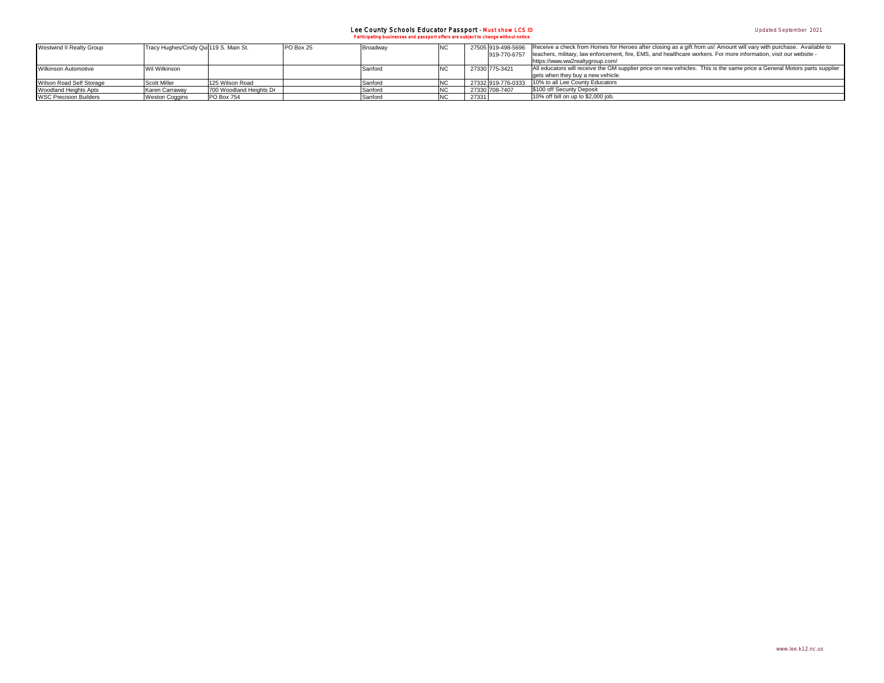# Lee County Schools Educator Passport - Must show LCS ID

**Participating businesses and passport offers are subject to change without notice**

Updated September 2021

| | | | | | | | | |
|---|---|---|---|---|---|---|---|---|
| Westwind II Realty Group | Tracy Hughes/Cindy Qui | 119 S. Main St. | PO Box 25 | Broadway | NC | 27505 | 919-498-5696 919-770-6757 | Receive a check from Homes for Heroes after closing as a gift from us! Amount will vary with purchase. Available to teachers, military, law enforcement, fire, EMS, and healthcare workers. For more information, visit our website - https://www.ww2realtygroup.com/ |
| Wilkinson Automotive | Wil Wilkinson | | | Sanford | NC | 27330 | 775-3421 | All educators will receive the GM supplier price on new vehicles. This is the same price a General Motors parts supplier gets when they buy a new vehicle. |
| Wilson Road Self Storage | Scott Miller | 125 Wilson Road | | Sanford | NC | 27332 | 919-776-0333 | 10% to all Lee County Educators |
| Woodland Heights Apts | Karen Carraway | 700 Woodland Heights Dr | | Sanford | NC | 27330 | 708-7407 | $100 off Security Deposit |
| WSC Precision Builders | Weston Coggins | PO Box 754 | | Sanford | NC | 27331 | | 10% off bill on up to $2,000 job. |

www.lee.k12.nc.us